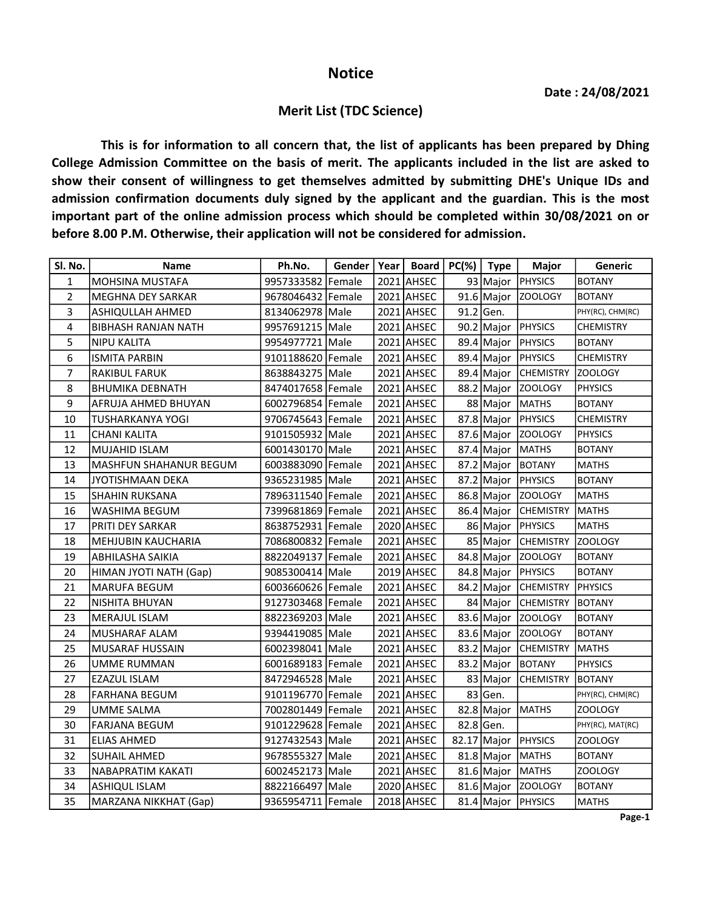# Notice

**Date : 24/08/2021**

## Merit List (TDC Science)

**This is for information to all concern that, the list of applicants has been prepared by Dhing College Admission Committee on the basis of merit. The applicants included in the list are asked to show their consent of willingness to get themselves admitted by submitting DHE's Unique IDs and admission confirmation documents duly signed by the applicant and the guardian. This is the most important part of the online admission process which should be completed within 30/08/2021 on or before 8.00 P.M. Otherwise, their application will not be considered for admission.**

| Sl. No. | Name | Ph.No. | Gender | Year | Board | PC(%) | Type | Major | Generic |
|---|---|---|---|---|---|---|---|---|---|
| 1 | MOHSINA MUSTAFA | 9957333582 | Female | 2021 | AHSEC | 93 | Major | PHYSICS | BOTANY |
| 2 | MEGHNA DEY SARKAR | 9678046432 | Female | 2021 | AHSEC | 91.6 | Major | ZOOLOGY | BOTANY |
| 3 | ASHIQULLAH AHMED | 8134062978 | Male | 2021 | AHSEC | 91.2 | Gen. | | PHY(RC), CHM(RC) |
| 4 | BIBHASH RANJAN NATH | 9957691215 | Male | 2021 | AHSEC | 90.2 | Major | PHYSICS | CHEMISTRY |
| 5 | NIPU KALITA | 9954977721 | Male | 2021 | AHSEC | 89.4 | Major | PHYSICS | BOTANY |
| 6 | ISMITA PARBIN | 9101188620 | Female | 2021 | AHSEC | 89.4 | Major | PHYSICS | CHEMISTRY |
| 7 | RAKIBUL FARUK | 8638843275 | Male | 2021 | AHSEC | 89.4 | Major | CHEMISTRY | ZOOLOGY |
| 8 | BHUMIKA DEBNATH | 8474017658 | Female | 2021 | AHSEC | 88.2 | Major | ZOOLOGY | PHYSICS |
| 9 | AFRUJA AHMED BHUYAN | 6002796854 | Female | 2021 | AHSEC | 88 | Major | MATHS | BOTANY |
| 10 | TUSHARKANYA YOGI | 9706745643 | Female | 2021 | AHSEC | 87.8 | Major | PHYSICS | CHEMISTRY |
| 11 | CHANI KALITA | 9101505932 | Male | 2021 | AHSEC | 87.6 | Major | ZOOLOGY | PHYSICS |
| 12 | MUJAHID ISLAM | 6001430170 | Male | 2021 | AHSEC | 87.4 | Major | MATHS | BOTANY |
| 13 | MASHFUN SHAHANUR BEGUM | 6003883090 | Female | 2021 | AHSEC | 87.2 | Major | BOTANY | MATHS |
| 14 | JYOTISHMAAN DEKA | 9365231985 | Male | 2021 | AHSEC | 87.2 | Major | PHYSICS | BOTANY |
| 15 | SHAHIN RUKSANA | 7896311540 | Female | 2021 | AHSEC | 86.8 | Major | ZOOLOGY | MATHS |
| 16 | WASHIMA BEGUM | 7399681869 | Female | 2021 | AHSEC | 86.4 | Major | CHEMISTRY | MATHS |
| 17 | PRITI DEY SARKAR | 8638752931 | Female | 2020 | AHSEC | 86 | Major | PHYSICS | MATHS |
| 18 | MEHJUBIN KAUCHARIA | 7086800832 | Female | 2021 | AHSEC | 85 | Major | CHEMISTRY | ZOOLOGY |
| 19 | ABHILASHA SAIKIA | 8822049137 | Female | 2021 | AHSEC | 84.8 | Major | ZOOLOGY | BOTANY |
| 20 | HIMAN JYOTI NATH (Gap) | 9085300414 | Male | 2019 | AHSEC | 84.8 | Major | PHYSICS | BOTANY |
| 21 | MARUFA BEGUM | 6003660626 | Female | 2021 | AHSEC | 84.2 | Major | CHEMISTRY | PHYSICS |
| 22 | NISHITA BHUYAN | 9127303468 | Female | 2021 | AHSEC | 84 | Major | CHEMISTRY | BOTANY |
| 23 | MERAJUL ISLAM | 8822369203 | Male | 2021 | AHSEC | 83.6 | Major | ZOOLOGY | BOTANY |
| 24 | MUSHARAF ALAM | 9394419085 | Male | 2021 | AHSEC | 83.6 | Major | ZOOLOGY | BOTANY |
| 25 | MUSARAF HUSSAIN | 6002398041 | Male | 2021 | AHSEC | 83.2 | Major | CHEMISTRY | MATHS |
| 26 | UMME RUMMAN | 6001689183 | Female | 2021 | AHSEC | 83.2 | Major | BOTANY | PHYSICS |
| 27 | EZAZUL ISLAM | 8472946528 | Male | 2021 | AHSEC | 83 | Major | CHEMISTRY | BOTANY |
| 28 | FARHANA BEGUM | 9101196770 | Female | 2021 | AHSEC | 83 | Gen. | | PHY(RC), CHM(RC) |
| 29 | UMME SALMA | 7002801449 | Female | 2021 | AHSEC | 82.8 | Major | MATHS | ZOOLOGY |
| 30 | FARJANA BEGUM | 9101229628 | Female | 2021 | AHSEC | 82.8 | Gen. | | PHY(RC), MAT(RC) |
| 31 | ELIAS AHMED | 9127432543 | Male | 2021 | AHSEC | 82.17 | Major | PHYSICS | ZOOLOGY |
| 32 | SUHAIL AHMED | 9678555327 | Male | 2021 | AHSEC | 81.8 | Major | MATHS | BOTANY |
| 33 | NABAPRATIM KAKATI | 6002452173 | Male | 2021 | AHSEC | 81.6 | Major | MATHS | ZOOLOGY |
| 34 | ASHIQUL ISLAM | 8822166497 | Male | 2020 | AHSEC | 81.6 | Major | ZOOLOGY | BOTANY |
| 35 | MARZANA NIKKHAT (Gap) | 9365954711 | Female | 2018 | AHSEC | 81.4 | Major | PHYSICS | MATHS |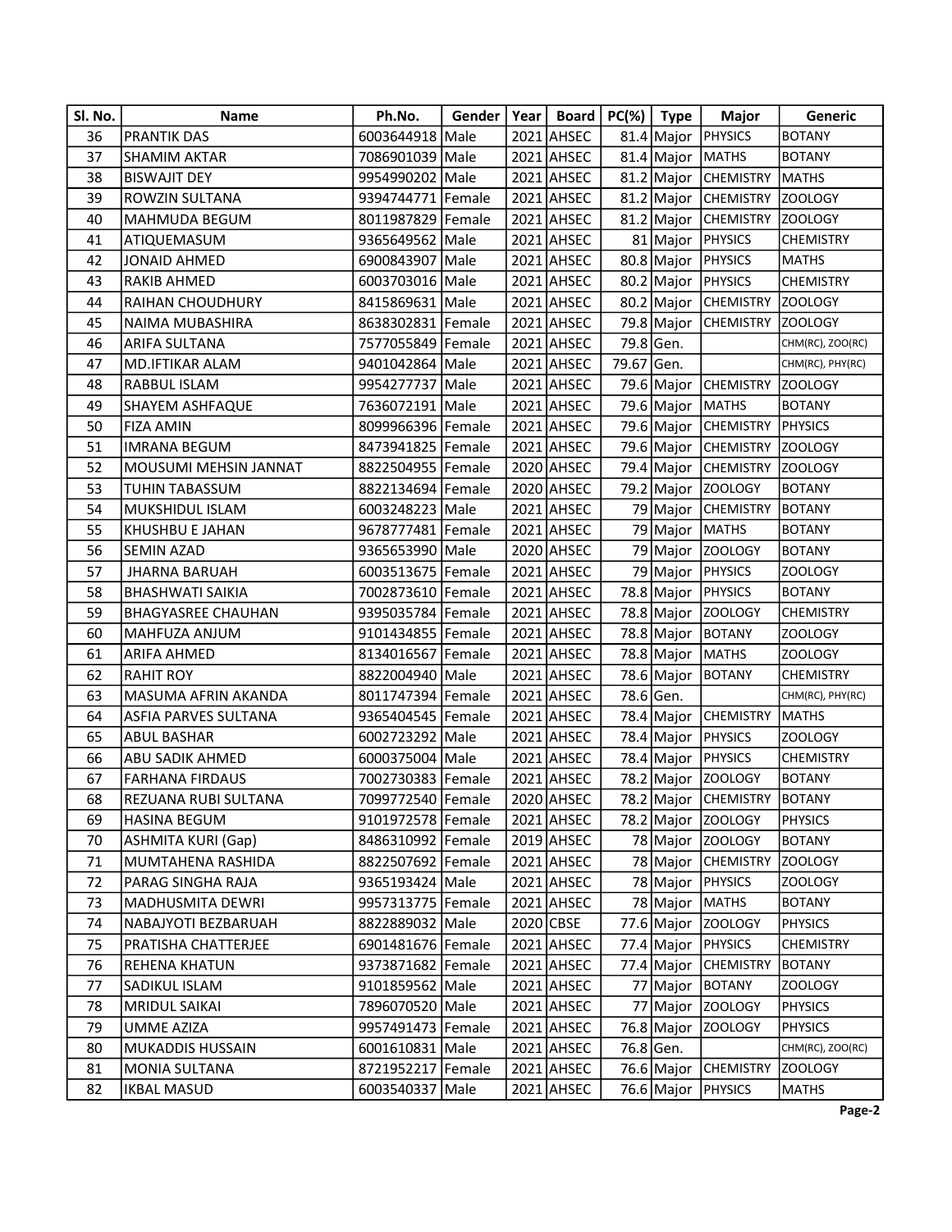| Sl. No. | Name | Ph.No. | Gender | Year | Board | PC(%) | Type | Major | Generic |
|---|---|---|---|---|---|---|---|---|---|
| 36 | PRANTIK DAS | 6003644918 | Male | 2021 | AHSEC | 81.4 | Major | PHYSICS | BOTANY |
| 37 | SHAMIM AKTAR | 7086901039 | Male | 2021 | AHSEC | 81.4 | Major | MATHS | BOTANY |
| 38 | BISWAJIT DEY | 9954990202 | Male | 2021 | AHSEC | 81.2 | Major | CHEMISTRY | MATHS |
| 39 | ROWZIN SULTANA | 9394744771 | Female | 2021 | AHSEC | 81.2 | Major | CHEMISTRY | ZOOLOGY |
| 40 | MAHMUDA BEGUM | 8011987829 | Female | 2021 | AHSEC | 81.2 | Major | CHEMISTRY | ZOOLOGY |
| 41 | ATIQUEMASUM | 9365649562 | Male | 2021 | AHSEC | 81 | Major | PHYSICS | CHEMISTRY |
| 42 | JONAID AHMED | 6900843907 | Male | 2021 | AHSEC | 80.8 | Major | PHYSICS | MATHS |
| 43 | RAKIB AHMED | 6003703016 | Male | 2021 | AHSEC | 80.2 | Major | PHYSICS | CHEMISTRY |
| 44 | RAIHAN CHOUDHURY | 8415869631 | Male | 2021 | AHSEC | 80.2 | Major | CHEMISTRY | ZOOLOGY |
| 45 | NAIMA MUBASHIRA | 8638302831 | Female | 2021 | AHSEC | 79.8 | Major | CHEMISTRY | ZOOLOGY |
| 46 | ARIFA SULTANA | 7577055849 | Female | 2021 | AHSEC | 79.8 | Gen. | | CHM(RC), ZOO(RC) |
| 47 | MD.IFTIKAR ALAM | 9401042864 | Male | 2021 | AHSEC | 79.67 | Gen. | | CHM(RC), PHY(RC) |
| 48 | RABBUL ISLAM | 9954277737 | Male | 2021 | AHSEC | 79.6 | Major | CHEMISTRY | ZOOLOGY |
| 49 | SHAYEM ASHFAQUE | 7636072191 | Male | 2021 | AHSEC | 79.6 | Major | MATHS | BOTANY |
| 50 | FIZA AMIN | 8099966396 | Female | 2021 | AHSEC | 79.6 | Major | CHEMISTRY | PHYSICS |
| 51 | IMRANA BEGUM | 8473941825 | Female | 2021 | AHSEC | 79.6 | Major | CHEMISTRY | ZOOLOGY |
| 52 | MOUSUMI MEHSIN JANNAT | 8822504955 | Female | 2020 | AHSEC | 79.4 | Major | CHEMISTRY | ZOOLOGY |
| 53 | TUHIN TABASSUM | 8822134694 | Female | 2020 | AHSEC | 79.2 | Major | ZOOLOGY | BOTANY |
| 54 | MUKSHIDUL ISLAM | 6003248223 | Male | 2021 | AHSEC | 79 | Major | CHEMISTRY | BOTANY |
| 55 | KHUSHBU E JAHAN | 9678777481 | Female | 2021 | AHSEC | 79 | Major | MATHS | BOTANY |
| 56 | SEMIN AZAD | 9365653990 | Male | 2020 | AHSEC | 79 | Major | ZOOLOGY | BOTANY |
| 57 | JHARNA BARUAH | 6003513675 | Female | 2021 | AHSEC | 79 | Major | PHYSICS | ZOOLOGY |
| 58 | BHASHWATI SAIKIA | 7002873610 | Female | 2021 | AHSEC | 78.8 | Major | PHYSICS | BOTANY |
| 59 | BHAGYASREE CHAUHAN | 9395035784 | Female | 2021 | AHSEC | 78.8 | Major | ZOOLOGY | CHEMISTRY |
| 60 | MAHFUZA ANJUM | 9101434855 | Female | 2021 | AHSEC | 78.8 | Major | BOTANY | ZOOLOGY |
| 61 | ARIFA AHMED | 8134016567 | Female | 2021 | AHSEC | 78.8 | Major | MATHS | ZOOLOGY |
| 62 | RAHIT ROY | 8822004940 | Male | 2021 | AHSEC | 78.6 | Major | BOTANY | CHEMISTRY |
| 63 | MASUMA AFRIN AKANDA | 8011747394 | Female | 2021 | AHSEC | 78.6 | Gen. | | CHM(RC), PHY(RC) |
| 64 | ASFIA PARVES SULTANA | 9365404545 | Female | 2021 | AHSEC | 78.4 | Major | CHEMISTRY | MATHS |
| 65 | ABUL BASHAR | 6002723292 | Male | 2021 | AHSEC | 78.4 | Major | PHYSICS | ZOOLOGY |
| 66 | ABU SADIK AHMED | 6000375004 | Male | 2021 | AHSEC | 78.4 | Major | PHYSICS | CHEMISTRY |
| 67 | FARHANA FIRDAUS | 7002730383 | Female | 2021 | AHSEC | 78.2 | Major | ZOOLOGY | BOTANY |
| 68 | REZUANA RUBI SULTANA | 7099772540 | Female | 2020 | AHSEC | 78.2 | Major | CHEMISTRY | BOTANY |
| 69 | HASINA BEGUM | 9101972578 | Female | 2021 | AHSEC | 78.2 | Major | ZOOLOGY | PHYSICS |
| 70 | ASHMITA KURI (Gap) | 8486310992 | Female | 2019 | AHSEC | 78 | Major | ZOOLOGY | BOTANY |
| 71 | MUMTAHENA RASHIDA | 8822507692 | Female | 2021 | AHSEC | 78 | Major | CHEMISTRY | ZOOLOGY |
| 72 | PARAG SINGHA RAJA | 9365193424 | Male | 2021 | AHSEC | 78 | Major | PHYSICS | ZOOLOGY |
| 73 | MADHUSMITA DEWRI | 9957313775 | Female | 2021 | AHSEC | 78 | Major | MATHS | BOTANY |
| 74 | NABAJYOTI BEZBARUAH | 8822889032 | Male | 2020 | CBSE | 77.6 | Major | ZOOLOGY | PHYSICS |
| 75 | PRATISHA CHATTERJEE | 6901481676 | Female | 2021 | AHSEC | 77.4 | Major | PHYSICS | CHEMISTRY |
| 76 | REHENA KHATUN | 9373871682 | Female | 2021 | AHSEC | 77.4 | Major | CHEMISTRY | BOTANY |
| 77 | SADIKUL ISLAM | 9101859562 | Male | 2021 | AHSEC | 77 | Major | BOTANY | ZOOLOGY |
| 78 | MRIDUL SAIKAI | 7896070520 | Male | 2021 | AHSEC | 77 | Major | ZOOLOGY | PHYSICS |
| 79 | UMME AZIZA | 9957491473 | Female | 2021 | AHSEC | 76.8 | Major | ZOOLOGY | PHYSICS |
| 80 | MUKADDIS HUSSAIN | 6001610831 | Male | 2021 | AHSEC | 76.8 | Gen. | | CHM(RC), ZOO(RC) |
| 81 | MONIA SULTANA | 8721952217 | Female | 2021 | AHSEC | 76.6 | Major | CHEMISTRY | ZOOLOGY |
| 82 | IKBAL MASUD | 6003540337 | Male | 2021 | AHSEC | 76.6 | Major | PHYSICS | MATHS |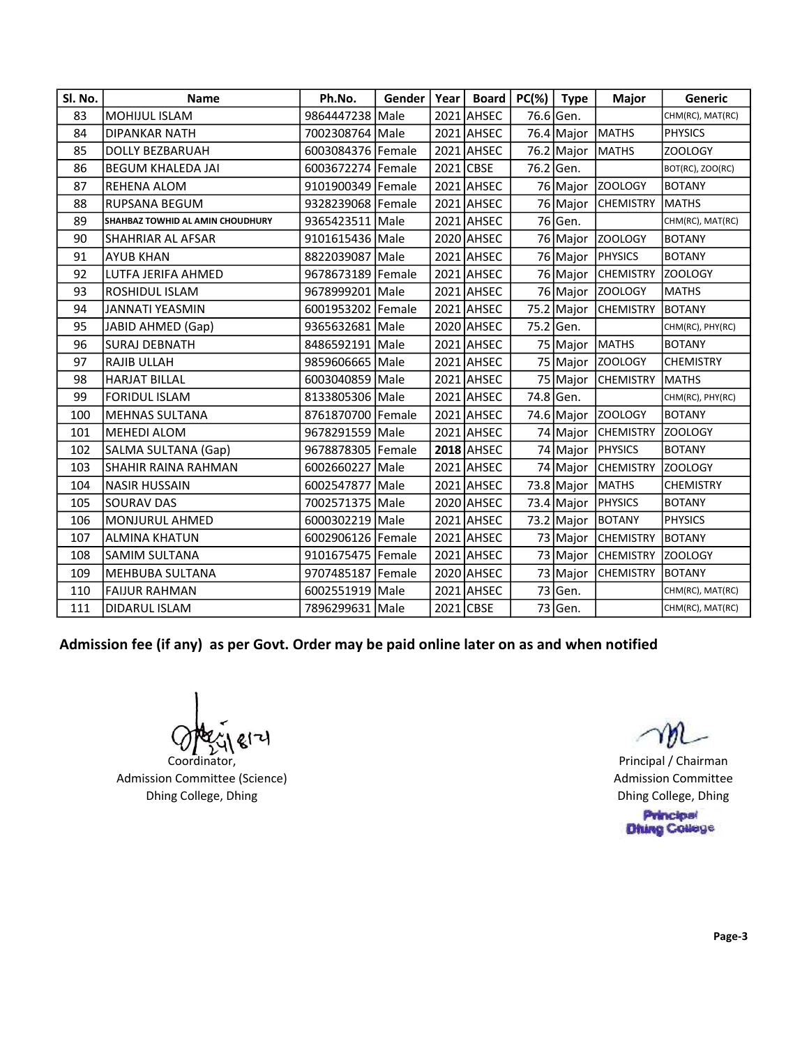| Sl. No. | Name | Ph.No. | Gender | Year | Board | PC(%) | Type | Major | Generic |
|---|---|---|---|---|---|---|---|---|---|
| 83 | MOHIJUL ISLAM | 9864447238 | Male | 2021 | AHSEC | 76.6 | Gen. | | CHM(RC), MAT(RC) |
| 84 | DIPANKAR NATH | 7002308764 | Male | 2021 | AHSEC | 76.4 | Major | MATHS | PHYSICS |
| 85 | DOLLY BEZBARUAH | 6003084376 | Female | 2021 | AHSEC | 76.2 | Major | MATHS | ZOOLOGY |
| 86 | BEGUM KHALEDA JAI | 6003672274 | Female | 2021 | CBSE | 76.2 | Gen. | | BOT(RC), ZOO(RC) |
| 87 | REHENA ALOM | 9101900349 | Female | 2021 | AHSEC | 76 | Major | ZOOLOGY | BOTANY |
| 88 | RUPSANA BEGUM | 9328239068 | Female | 2021 | AHSEC | 76 | Major | CHEMISTRY | MATHS |
| 89 | SHAHBAZ TOWHID AL AMIN CHOUDHURY | 9365423511 | Male | 2021 | AHSEC | 76 | Gen. | | CHM(RC), MAT(RC) |
| 90 | SHAHRIAR AL AFSAR | 9101615436 | Male | 2020 | AHSEC | 76 | Major | ZOOLOGY | BOTANY |
| 91 | AYUB KHAN | 8822039087 | Male | 2021 | AHSEC | 76 | Major | PHYSICS | BOTANY |
| 92 | LUTFA JERIFA AHMED | 9678673189 | Female | 2021 | AHSEC | 76 | Major | CHEMISTRY | ZOOLOGY |
| 93 | ROSHIDUL ISLAM | 9678999201 | Male | 2021 | AHSEC | 76 | Major | ZOOLOGY | MATHS |
| 94 | JANNATI YEASMIN | 6001953202 | Female | 2021 | AHSEC | 75.2 | Major | CHEMISTRY | BOTANY |
| 95 | JABID AHMED (Gap) | 9365632681 | Male | 2020 | AHSEC | 75.2 | Gen. | | CHM(RC), PHY(RC) |
| 96 | SURAJ DEBNATH | 8486592191 | Male | 2021 | AHSEC | 75 | Major | MATHS | BOTANY |
| 97 | RAJIB ULLAH | 9859606665 | Male | 2021 | AHSEC | 75 | Major | ZOOLOGY | CHEMISTRY |
| 98 | HARJAT BILLAL | 6003040859 | Male | 2021 | AHSEC | 75 | Major | CHEMISTRY | MATHS |
| 99 | FORIDUL ISLAM | 8133805306 | Male | 2021 | AHSEC | 74.8 | Gen. | | CHM(RC), PHY(RC) |
| 100 | MEHNAS SULTANA | 8761870700 | Female | 2021 | AHSEC | 74.6 | Major | ZOOLOGY | BOTANY |
| 101 | MEHEDI ALOM | 9678291559 | Male | 2021 | AHSEC | 74 | Major | CHEMISTRY | ZOOLOGY |
| 102 | SALMA SULTANA (Gap) | 9678878305 | Female | **2018** | AHSEC | 74 | Major | PHYSICS | BOTANY |
| 103 | SHAHIR RAINA RAHMAN | 6002660227 | Male | 2021 | AHSEC | 74 | Major | CHEMISTRY | ZOOLOGY |
| 104 | NASIR HUSSAIN | 6002547877 | Male | 2021 | AHSEC | 73.8 | Major | MATHS | CHEMISTRY |
| 105 | SOURAV DAS | 7002571375 | Male | 2020 | AHSEC | 73.4 | Major | PHYSICS | BOTANY |
| 106 | MONJURUL AHMED | 6000302219 | Male | 2021 | AHSEC | 73.2 | Major | BOTANY | PHYSICS |
| 107 | ALMINA KHATUN | 6002906126 | Female | 2021 | AHSEC | 73 | Major | CHEMISTRY | BOTANY |
| 108 | SAMIM SULTANA | 9101675475 | Female | 2021 | AHSEC | 73 | Major | CHEMISTRY | ZOOLOGY |
| 109 | MEHBUBA SULTANA | 9707485187 | Female | 2020 | AHSEC | 73 | Major | CHEMISTRY | BOTANY |
| 110 | FAIJUR RAHMAN | 6002551919 | Male | 2021 | AHSEC | 73 | Gen. | | CHM(RC), MAT(RC) |
| 111 | DIDARUL ISLAM | 7896299631 | Male | 2021 | CBSE | 73 | Gen. | | CHM(RC), MAT(RC) |

**Admission fee (if any) as per Govt. Order may be paid online later on as and when notified**

Coordinator,
Admission Committee (Science)
Dhing College, Dhing

Principal / Chairman
Admission Committee
Dhing College, Dhing

Principal
Dhing College